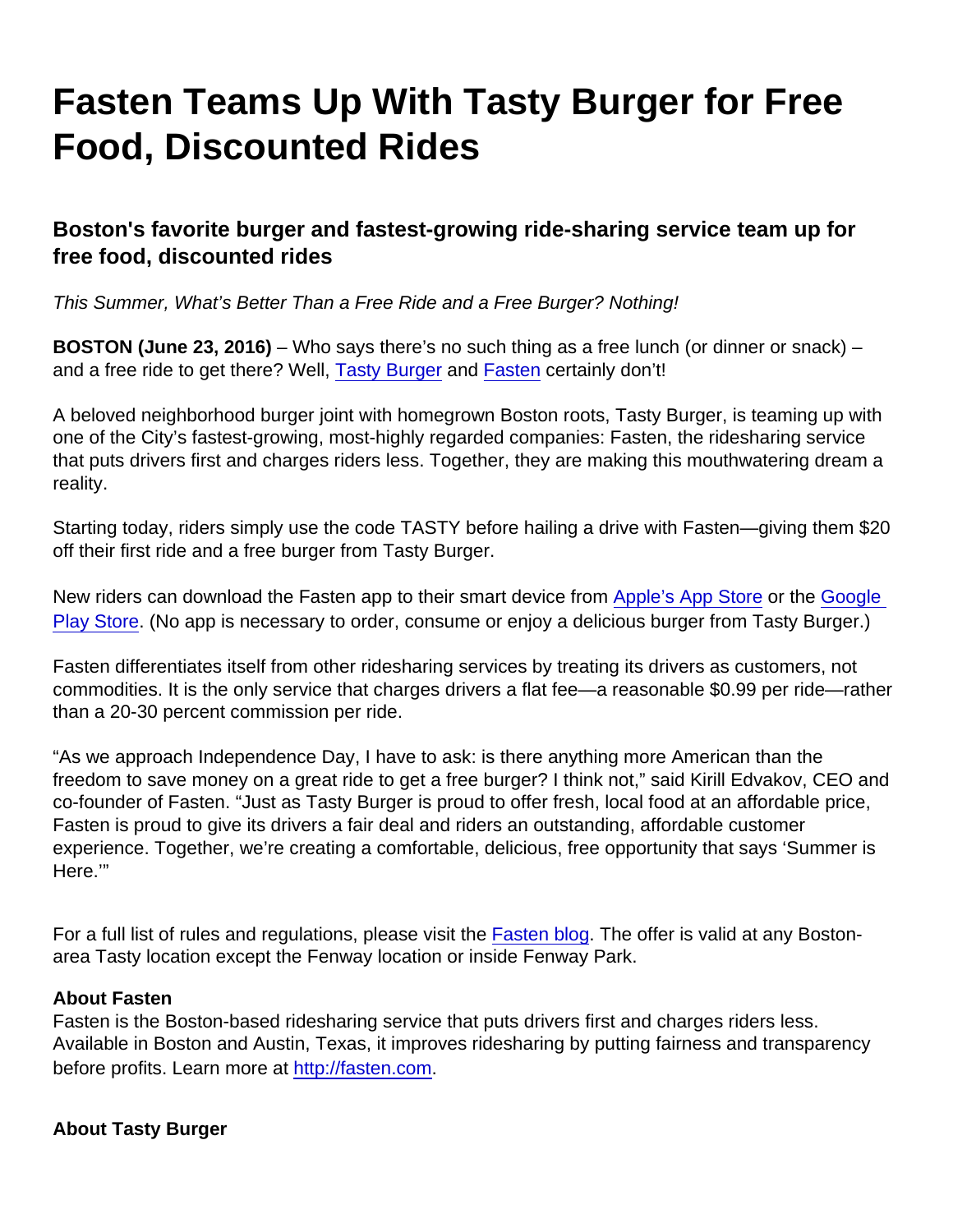# Fasten Teams Up With Tasty Burger for Free Food, Discounted Rides

## Boston's favorite burger and fastest-growing ride-sharing service team up for free food, discounted rides

*This Summer, What's Better Than a Free Ride and a Free Burger? Nothing!*

**BOSTON (June 23, 2016)** – Who says there's no such thing as a free lunch (or dinner or snack) – and a free ride to get there? Well, [Tasty Burger]() and [Fasten]() certainly don't!

A beloved neighborhood burger joint with homegrown Boston roots, Tasty Burger, is teaming up with one of the City's fastest-growing, most-highly regarded companies: Fasten, the ridesharing service that puts drivers first and charges riders less. Together, they are making this mouthwatering dream a reality.

Starting today, riders simply use the code TASTY before hailing a drive with Fasten—giving them $20 off their first ride and a free burger from Tasty Burger.

New riders can download the Fasten app to their smart device from [Apple's App Store]() or the [Google Play Store](). (No app is necessary to order, consume or enjoy a delicious burger from Tasty Burger.)

Fasten differentiates itself from other ridesharing services by treating its drivers as customers, not commodities. It is the only service that charges drivers a flat fee—a reasonable $0.99 per ride—rather than a 20-30 percent commission per ride.

"As we approach Independence Day, I have to ask: is there anything more American than the freedom to save money on a great ride to get a free burger? I think not," said Kirill Edvakov, CEO and co-founder of Fasten. "Just as Tasty Burger is proud to offer fresh, local food at an affordable price, Fasten is proud to give its drivers a fair deal and riders an outstanding, affordable customer experience. Together, we're creating a comfortable, delicious, free opportunity that says 'Summer is Here.'"

For a full list of rules and regulations, please visit the [Fasten blog](). The offer is valid at any Boston-area Tasty location except the Fenway location or inside Fenway Park.

**About Fasten**
Fasten is the Boston-based ridesharing service that puts drivers first and charges riders less. Available in Boston and Austin, Texas, it improves ridesharing by putting fairness and transparency before profits. Learn more at [http://fasten.com](http://fasten.com).

**About Tasty Burger**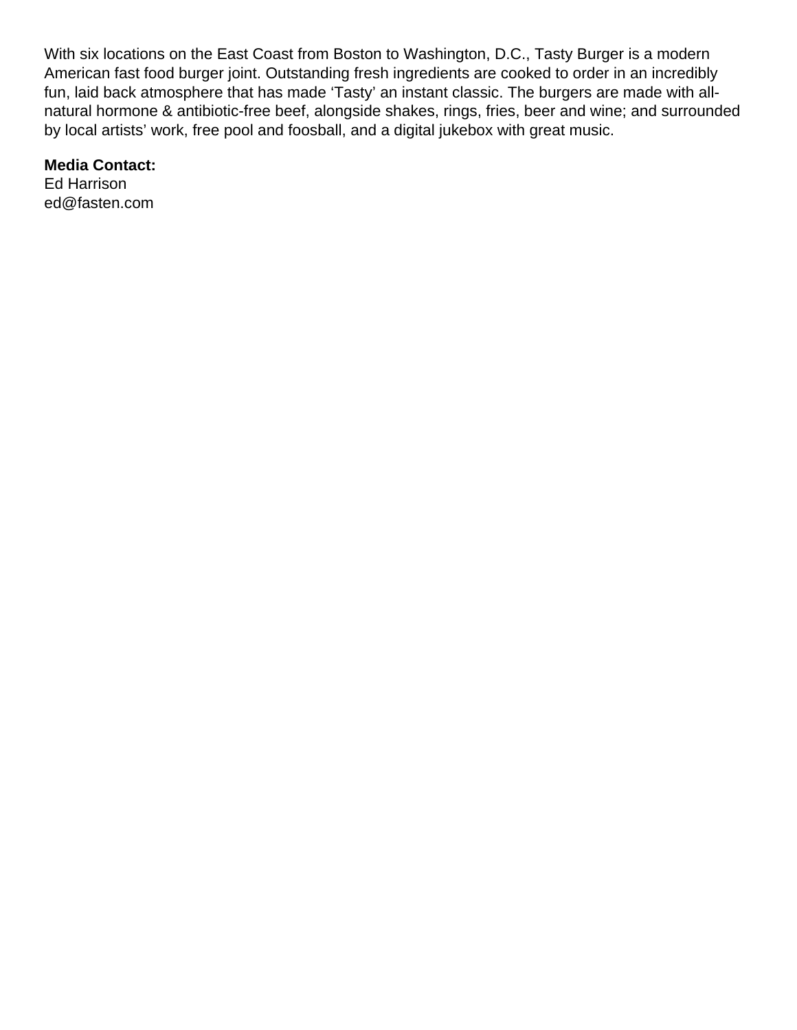With six locations on the East Coast from Boston to Washington, D.C., Tasty Burger is a modern American fast food burger joint. Outstanding fresh ingredients are cooked to order in an incredibly fun, laid back atmosphere that has made 'Tasty' an instant classic. The burgers are made with all-natural hormone & antibiotic-free beef, alongside shakes, rings, fries, beer and wine; and surrounded by local artists' work, free pool and foosball, and a digital jukebox with great music.

**Media Contact:**
Ed Harrison
ed@fasten.com